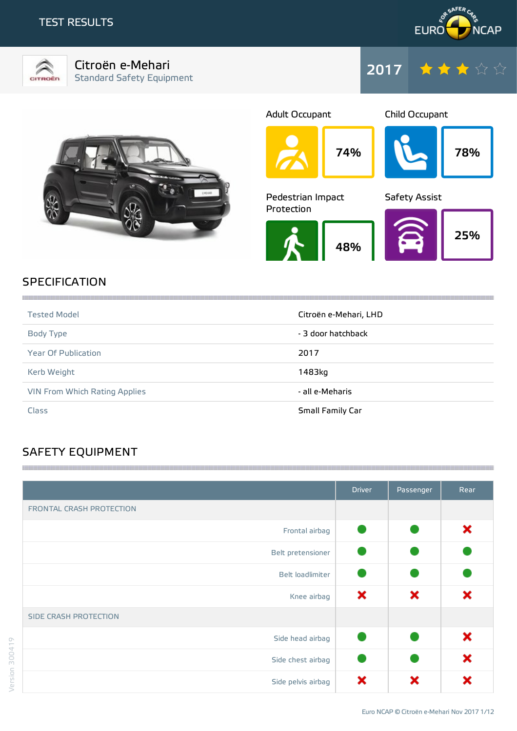# TEST RESULTS

## Citroën e-Mehari
Standard Safety Equipment

2017 ★★★☆☆

| Adult Occupant | Child Occupant | Pedestrian Impact Protection | Safety Assist |
|---|---|---|---|
| 74% | 78% | 48% | 25% |

## SPECIFICATION

| | |
|---|---|
| Tested Model | Citroën e-Mehari, LHD |
| Body Type | - 3 door hatchback |
| Year Of Publication | 2017 |
| Kerb Weight | 1483kg |
| VIN From Which Rating Applies | - all e-Meharis |
| Class | Small Family Car |

## SAFETY EQUIPMENT

| | Driver | Passenger | Rear |
|---|---|---|---|
| **FRONTAL CRASH PROTECTION** | | | |
| Frontal airbag | ● | ● | ✖ |
| Belt pretensioner | ● | ● | ● |
| Belt loadlimiter | ● | ● | ● |
| Knee airbag | ✖ | ✖ | ✖ |
| **SIDE CRASH PROTECTION** | | | |
| Side head airbag | ● | ● | ✖ |
| Side chest airbag | ● | ● | ✖ |
| Side pelvis airbag | ✖ | ✖ | ✖ |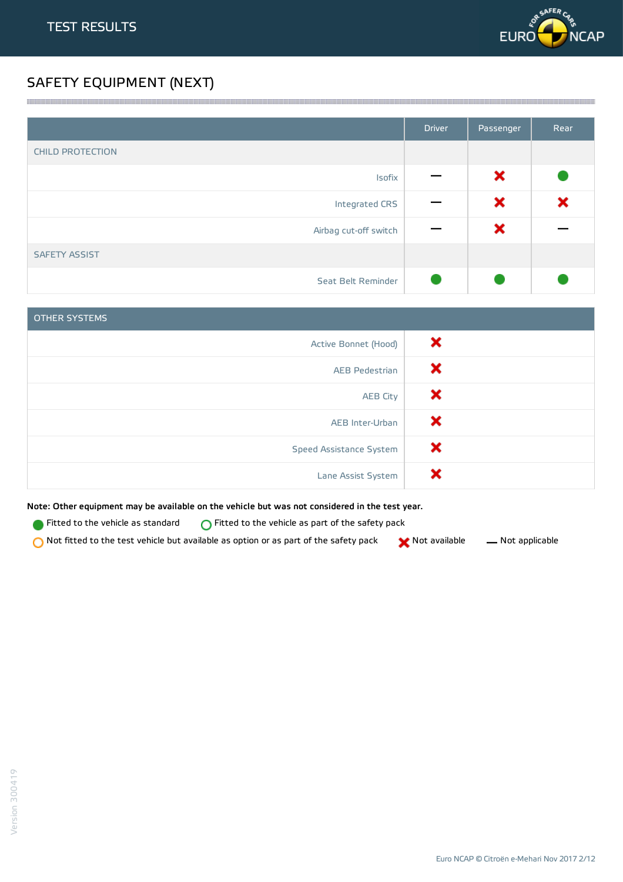# SAFETY EQUIPMENT (NEXT)

| | Driver | Passenger | Rear |
|---|---|---|---|
| CHILD PROTECTION | | | |
| Isofix | — | ✖ | ● |
| Integrated CRS | — | ✖ | ✖ |
| Airbag cut-off switch | — | ✖ | — |
| SAFETY ASSIST | | | |
| Seat Belt Reminder | ● | ● | ● |

| OTHER SYSTEMS | |
|---|---|
| Active Bonnet (Hood) | ✖ |
| AEB Pedestrian | ✖ |
| AEB City | ✖ |
| AEB Inter-Urban | ✖ |
| Speed Assistance System | ✖ |
| Lane Assist System | ✖ |

**Note: Other equipment may be available on the vehicle but was not considered in the test year.**

● Fitted to the vehicle as standard  ○ Fitted to the vehicle as part of the safety pack

○ Not fitted to the test vehicle but available as option or as part of the safety pack  ✖ Not available  — Not applicable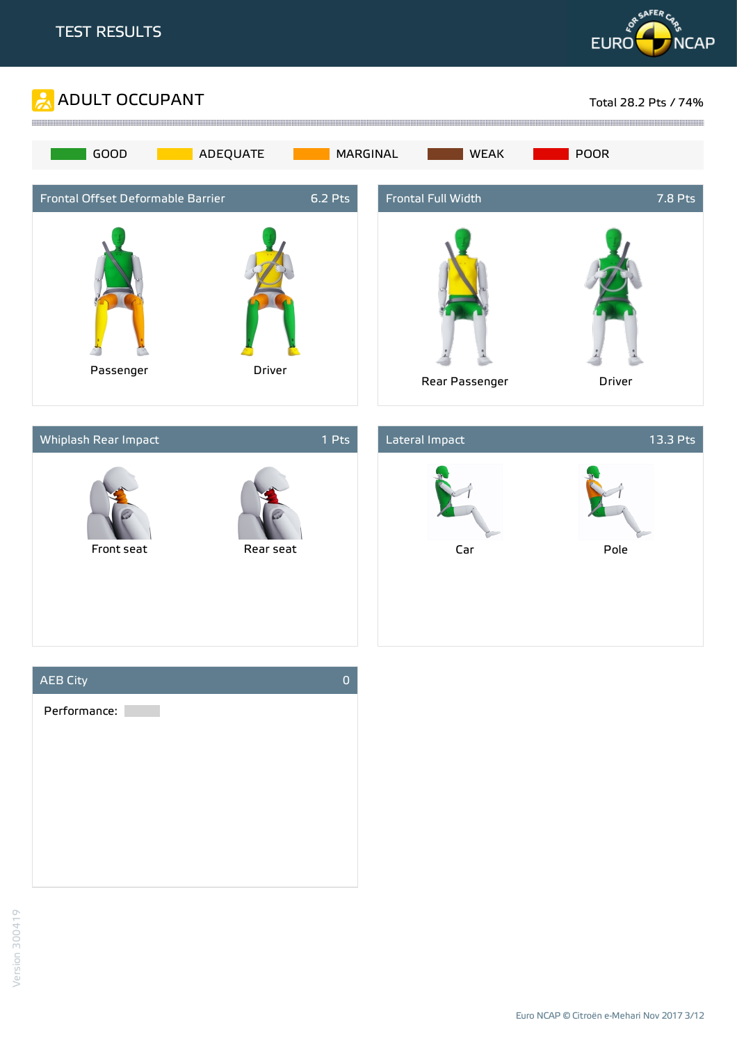# TEST RESULTS

## ADULT OCCUPANT

Total 28.2 Pts / 74%

GOOD | ADEQUATE | MARGINAL | WEAK | POOR

### Frontal Offset Deformable Barrier — 6.2 Pts

Passenger

Driver

### Frontal Full Width — 7.8 Pts

Rear Passenger

Driver

### Whiplash Rear Impact — 1 Pts

Front seat

Rear seat

### Lateral Impact — 13.3 Pts

Car

Pole

### AEB City — 0

Performance: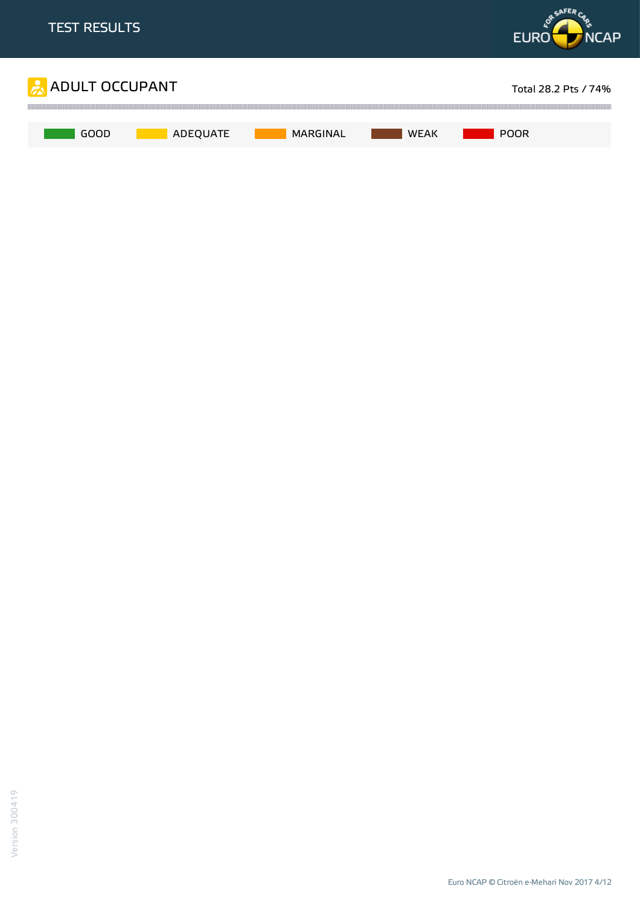# TEST RESULTS

## ADULT OCCUPANT

Total 28.2 Pts / 74%

GOOD | ADEQUATE | MARGINAL | WEAK | POOR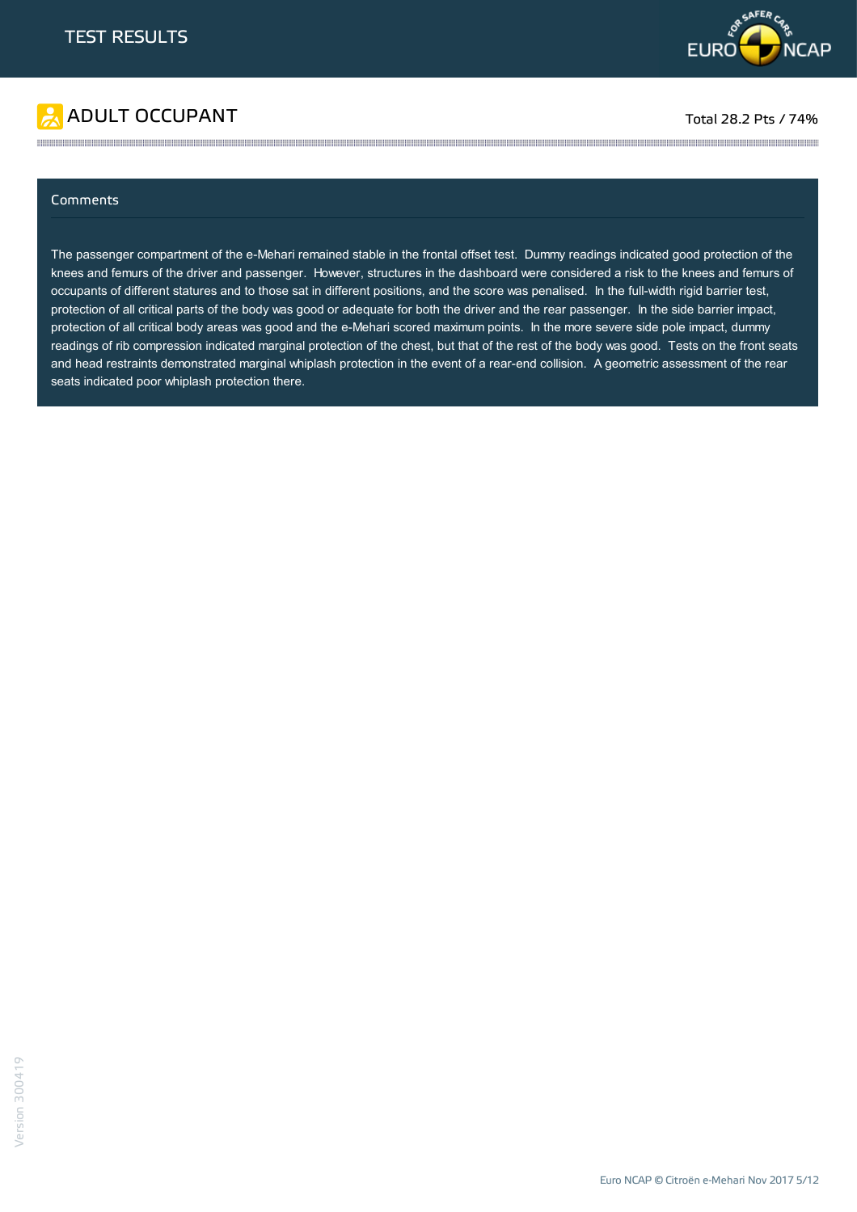# ADULT OCCUPANT

Total 28.2 Pts / 74%

## Comments

The passenger compartment of the e-Mehari remained stable in the frontal offset test. Dummy readings indicated good protection of the knees and femurs of the driver and passenger. However, structures in the dashboard were considered a risk to the knees and femurs of occupants of different statures and to those sat in different positions, and the score was penalised. In the full-width rigid barrier test, protection of all critical parts of the body was good or adequate for both the driver and the rear passenger. In the side barrier impact, protection of all critical body areas was good and the e-Mehari scored maximum points. In the more severe side pole impact, dummy readings of rib compression indicated marginal protection of the chest, but that of the rest of the body was good. Tests on the front seats and head restraints demonstrated marginal whiplash protection in the event of a rear-end collision. A geometric assessment of the rear seats indicated poor whiplash protection there.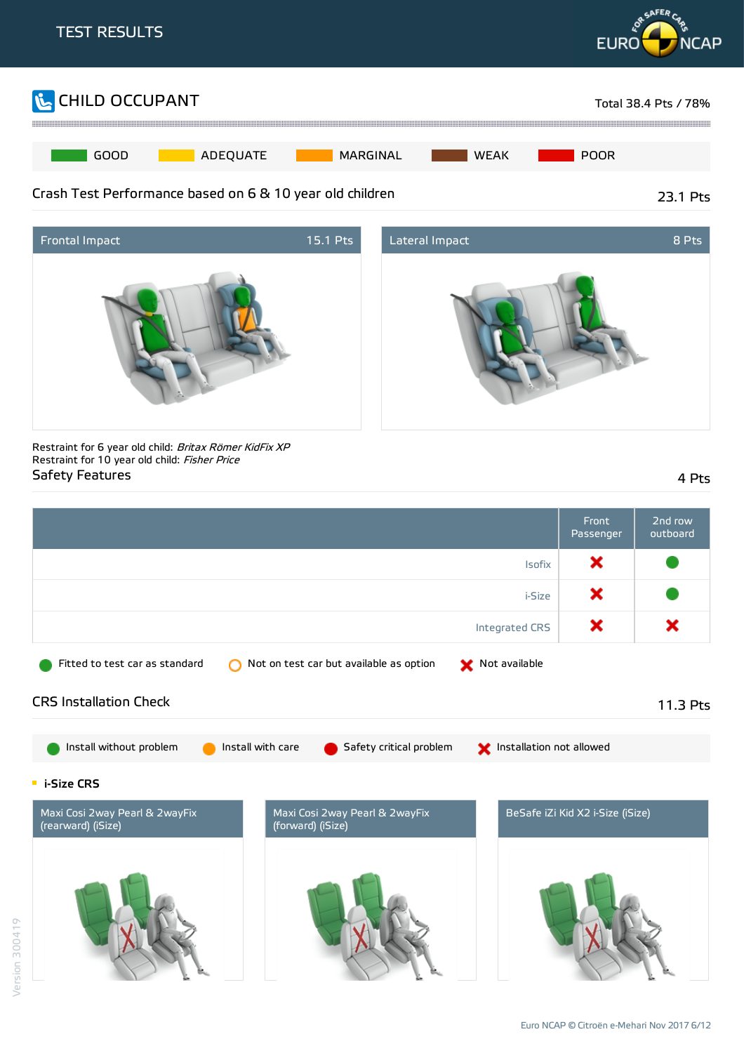# TEST RESULTS

## CHILD OCCUPANT

Total 38.4 Pts / 78%

GOOD | ADEQUATE | MARGINAL | WEAK | POOR

### Crash Test Performance based on 6 & 10 year old children

23.1 Pts

**Frontal Impact** 15.1 Pts

**Lateral Impact** 8 Pts

Restraint for 6 year old child: *Britax Römer KidFix XP*
Restraint for 10 year old child: *Fisher Price*

### Safety Features

4 Pts

| | Front Passenger | 2nd row outboard |
|---|---|---|
| Isofix | Not available | Fitted to test car as standard |
| i-Size | Not available | Fitted to test car as standard |
| Integrated CRS | Not available | Not available |

Fitted to test car as standard | Not on test car but available as option | Not available

### CRS Installation Check

11.3 Pts

Install without problem | Install with care | Safety critical problem | Installation not allowed

**i-Size CRS**

Maxi Cosi 2way Pearl & 2wayFix (rearward) (iSize)

Maxi Cosi 2way Pearl & 2wayFix (forward) (iSize)

BeSafe iZi Kid X2 i-Size (iSize)

Version 300419

Euro NCAP © Citroën e-Mehari Nov 2017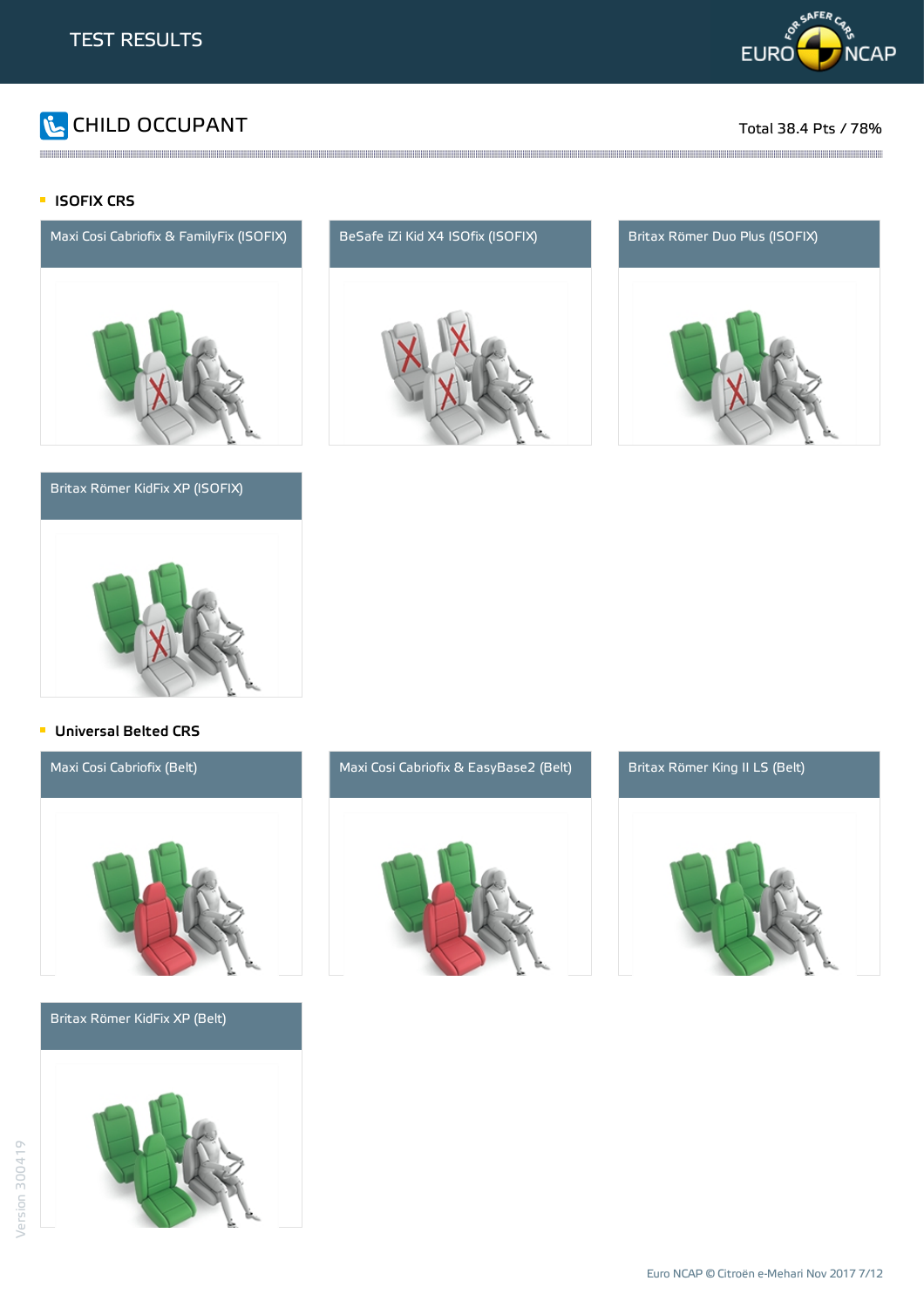# TEST RESULTS

## CHILD OCCUPANT

Total 38.4 Pts / 78%

### ISOFIX CRS

Maxi Cosi Cabriofix & FamilyFix (ISOFIX)

BeSafe iZi Kid X4 ISOfix (ISOFIX)

Britax Römer Duo Plus (ISOFIX)

Britax Römer KidFix XP (ISOFIX)

### Universal Belted CRS

Maxi Cosi Cabriofix (Belt)

Maxi Cosi Cabriofix & EasyBase2 (Belt)

Britax Römer King II LS (Belt)

Britax Römer KidFix XP (Belt)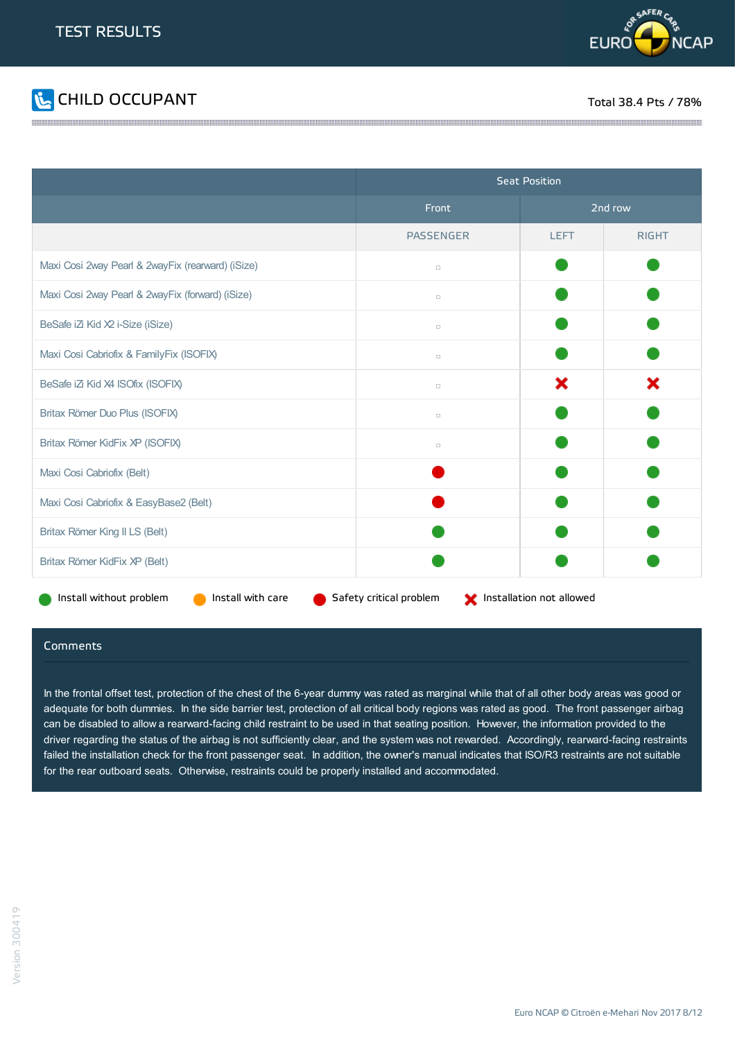# TEST RESULTS

## CHILD OCCUPANT

Total 38.4 Pts / 78%

| | Seat Position | | |
|---|---|---|---|
| | Front | 2nd row | |
| | PASSENGER | LEFT | RIGHT |
| Maxi Cosi 2way Pearl & 2wayFix (rearward) (iSize) | ▫ | Install without problem | Install without problem |
| Maxi Cosi 2way Pearl & 2wayFix (forward) (iSize) | ▫ | Install without problem | Install without problem |
| BeSafe iZi Kid X2 i-Size (iSize) | ▫ | Install without problem | Install without problem |
| Maxi Cosi Cabriofix & FamilyFix (ISOFIX) | ▫ | Install without problem | Install without problem |
| BeSafe iZi Kid X4 ISOfix (ISOFIX) | ▫ | Installation not allowed | Installation not allowed |
| Britax Römer Duo Plus (ISOFIX) | ▫ | Install without problem | Install without problem |
| Britax Römer KidFix XP (ISOFIX) | ▫ | Install without problem | Install without problem |
| Maxi Cosi Cabriofix (Belt) | Safety critical problem | Install without problem | Install without problem |
| Maxi Cosi Cabriofix & EasyBase2 (Belt) | Safety critical problem | Install without problem | Install without problem |
| Britax Römer King II LS (Belt) | Install without problem | Install without problem | Install without problem |
| Britax Römer KidFix XP (Belt) | Install without problem | Install without problem | Install without problem |

Install without problem | Install with care | Safety critical problem | Installation not allowed

### Comments

In the frontal offset test, protection of the chest of the 6-year dummy was rated as marginal while that of all other body areas was good or adequate for both dummies. In the side barrier test, protection of all critical body regions was rated as good. The front passenger airbag can be disabled to allow a rearward-facing child restraint to be used in that seating position. However, the information provided to the driver regarding the status of the airbag is not sufficiently clear, and the system was not rewarded. Accordingly, rearward-facing restraints failed the installation check for the front passenger seat. In addition, the owner's manual indicates that ISO/R3 restraints are not suitable for the rear outboard seats. Otherwise, restraints could be properly installed and accommodated.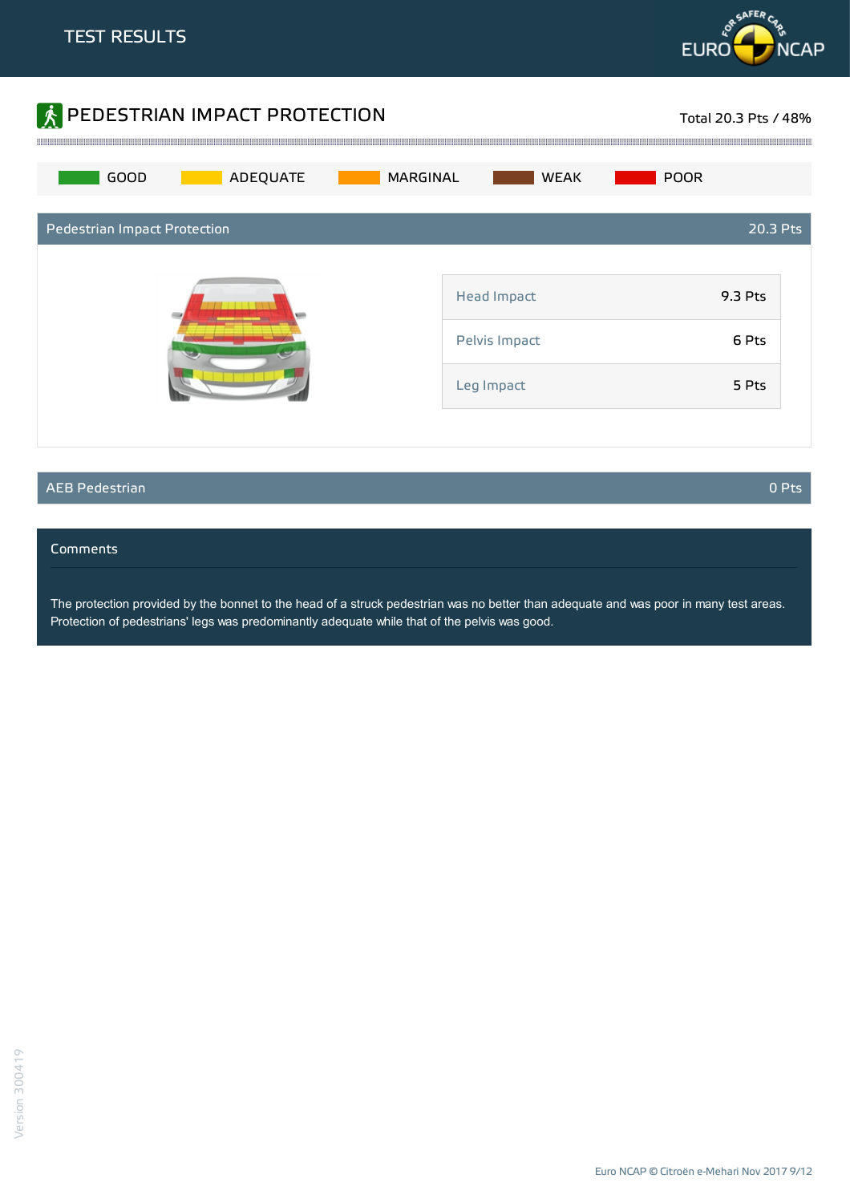TEST RESULTS

## PEDESTRIAN IMPACT PROTECTION

Total 20.3 Pts / 48%

GOOD | ADEQUATE | MARGINAL | WEAK | POOR

### Pedestrian Impact Protection — 20.3 Pts

| | |
|---|---|
| Head Impact | 9.3 Pts |
| Pelvis Impact | 6 Pts |
| Leg Impact | 5 Pts |

### AEB Pedestrian — 0 Pts

### Comments

The protection provided by the bonnet to the head of a struck pedestrian was no better than adequate and was poor in many test areas. Protection of pedestrians' legs was predominantly adequate while that of the pelvis was good.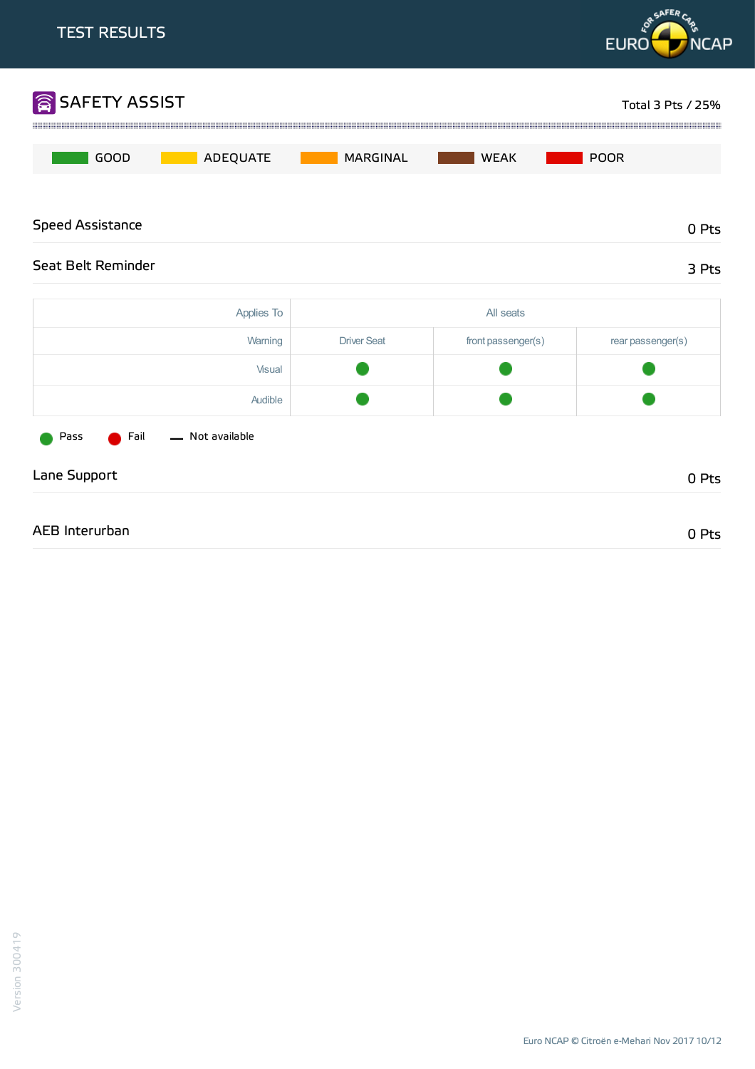TEST RESULTS

## SAFETY ASSIST

Total 3 Pts / 25%

GOOD | ADEQUATE | MARGINAL | WEAK | POOR

### Speed Assistance

0 Pts

### Seat Belt Reminder

3 Pts

| Applies To | All seats | | |
|---|---|---|---|
| Warning | Driver Seat | front passenger(s) | rear passenger(s) |
| Visual | Pass | Pass | Pass |
| Audible | Pass | Pass | Pass |

Pass   Fail   — Not available

### Lane Support

0 Pts

### AEB Interurban

0 Pts

Version 300419

Euro NCAP © Citroën e-Mehari Nov 2017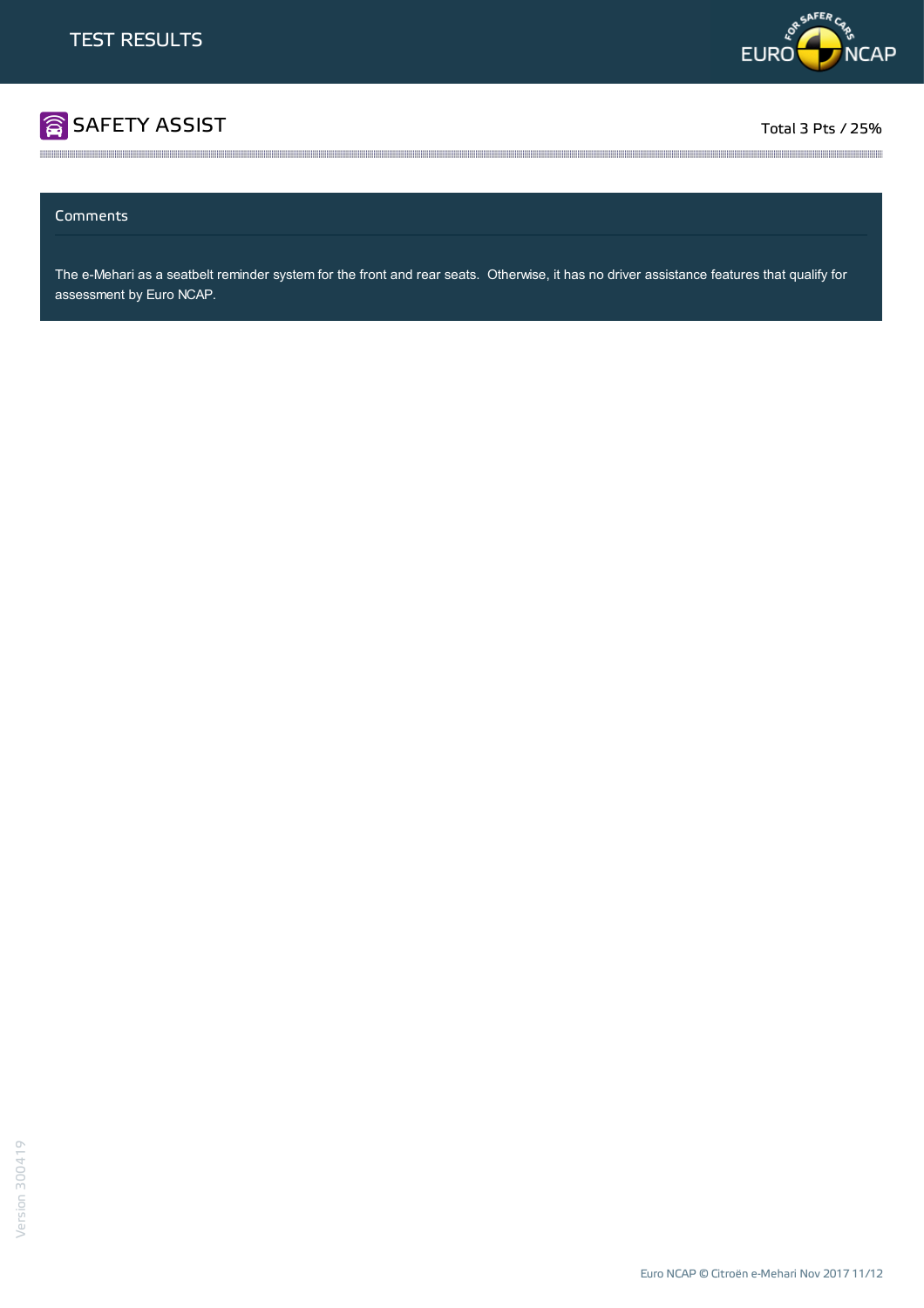# SAFETY ASSIST

Total 3 Pts / 25%

## Comments

The e-Mehari as a seatbelt reminder system for the front and rear seats. Otherwise, it has no driver assistance features that qualify for assessment by Euro NCAP.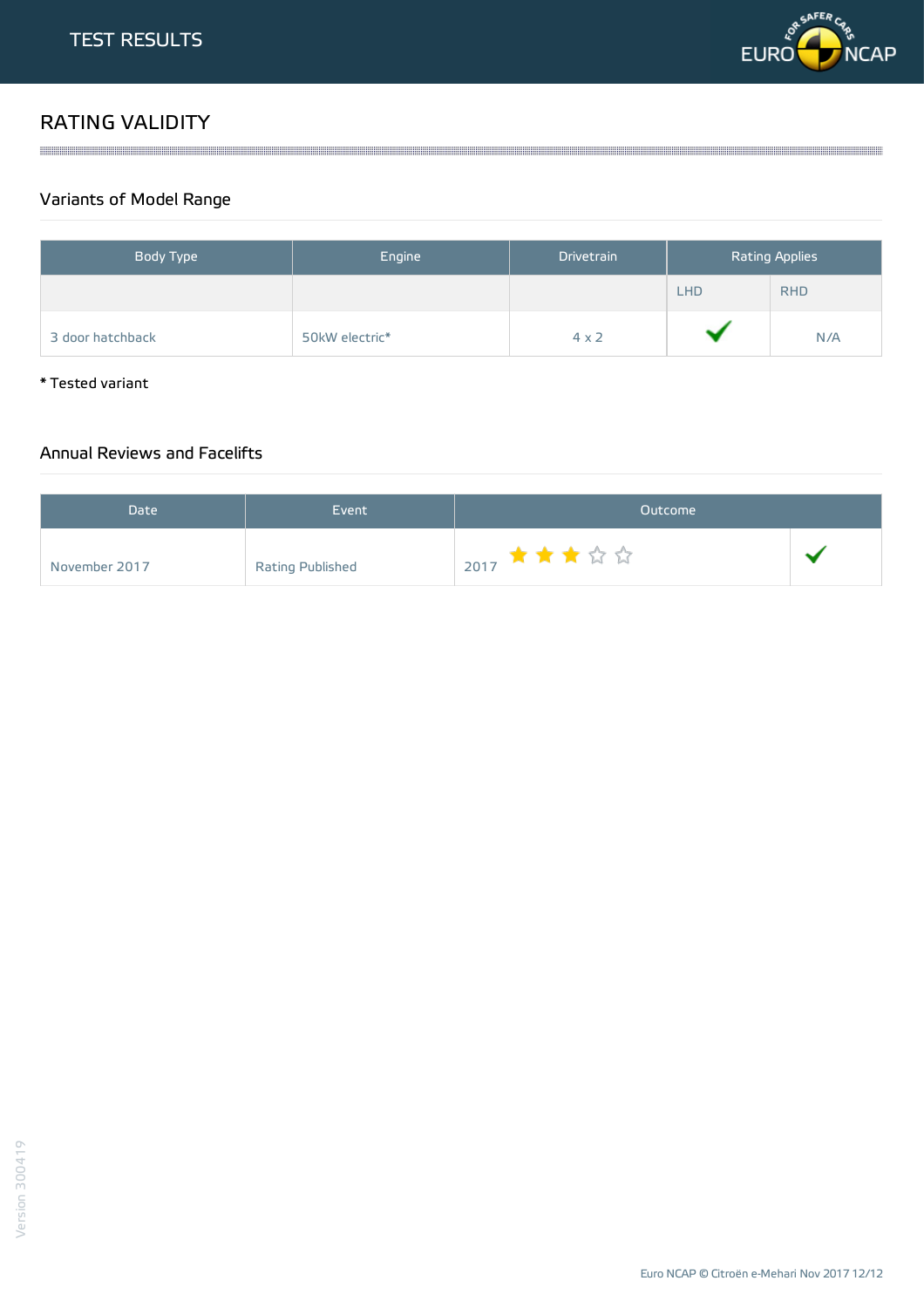# RATING VALIDITY

## Variants of Model Range

| Body Type | Engine | Drivetrain | Rating Applies | |
|---|---|---|---|---|
| | | | LHD | RHD |
| 3 door hatchback | 50kW electric* | 4 x 2 | ✓ | N/A |

**\* Tested variant**

## Annual Reviews and Facelifts

| Date | Event | Outcome | |
|---|---|---|---|
| November 2017 | Rating Published | 2017 ★★★☆☆ | ✓ |